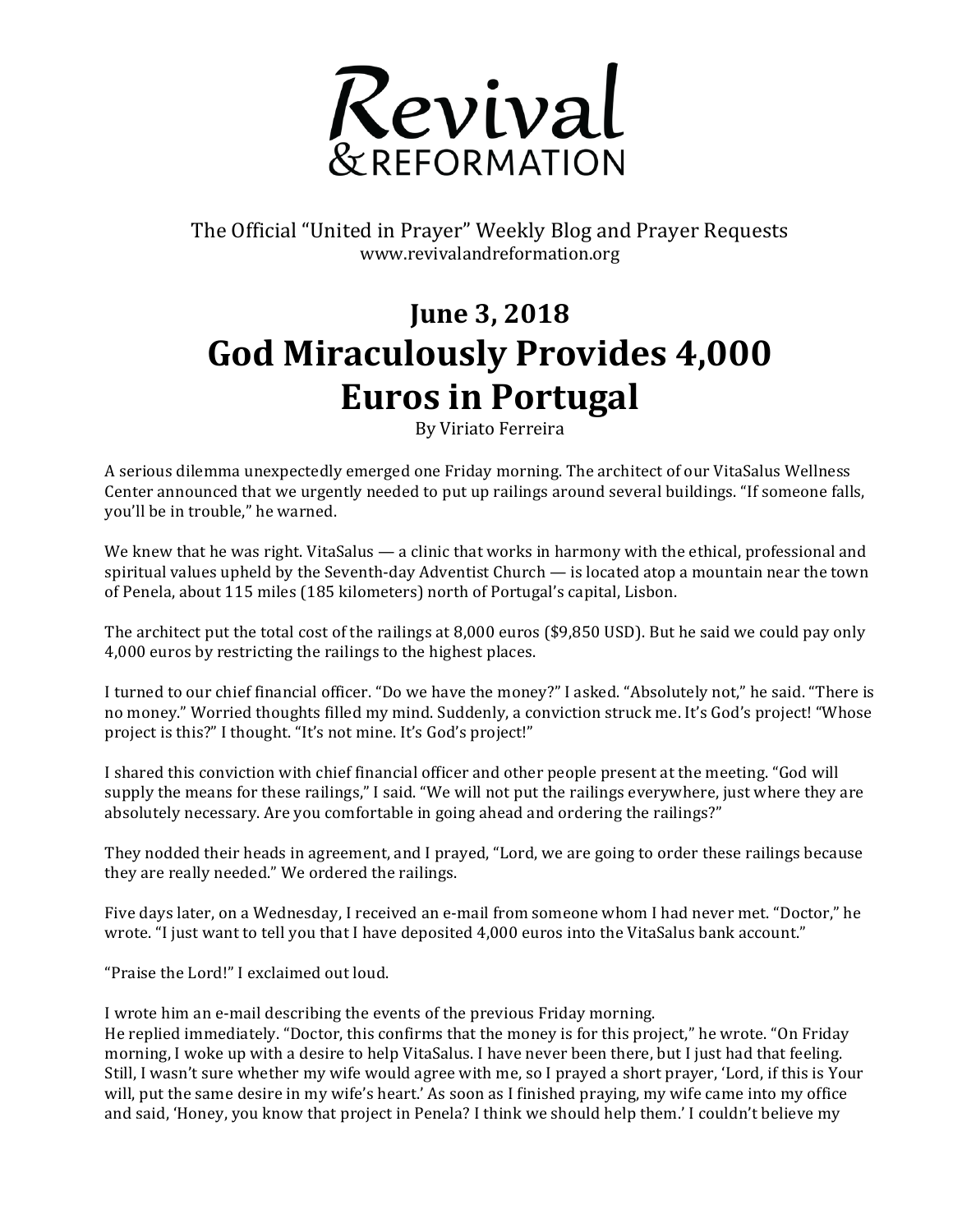# Revival & Reformation

The Official "United in Prayer" Weekly Blog and Prayer Requests
www.revivalandreformation.org

## June 3, 2018
# God Miraculously Provides 4,000 Euros in Portugal

By Viriato Ferreira

A serious dilemma unexpectedly emerged one Friday morning. The architect of our VitaSalus Wellness Center announced that we urgently needed to put up railings around several buildings. "If someone falls, you'll be in trouble," he warned.

We knew that he was right. VitaSalus — a clinic that works in harmony with the ethical, professional and spiritual values upheld by the Seventh-day Adventist Church — is located atop a mountain near the town of Penela, about 115 miles (185 kilometers) north of Portugal's capital, Lisbon.

The architect put the total cost of the railings at 8,000 euros ($9,850 USD). But he said we could pay only 4,000 euros by restricting the railings to the highest places.

I turned to our chief financial officer. "Do we have the money?" I asked. "Absolutely not," he said. "There is no money." Worried thoughts filled my mind. Suddenly, a conviction struck me. It's God's project! "Whose project is this?" I thought. "It's not mine. It's God's project!"

I shared this conviction with chief financial officer and other people present at the meeting. "God will supply the means for these railings," I said. "We will not put the railings everywhere, just where they are absolutely necessary. Are you comfortable in going ahead and ordering the railings?"

They nodded their heads in agreement, and I prayed, "Lord, we are going to order these railings because they are really needed." We ordered the railings.

Five days later, on a Wednesday, I received an e-mail from someone whom I had never met. "Doctor," he wrote. "I just want to tell you that I have deposited 4,000 euros into the VitaSalus bank account."

"Praise the Lord!" I exclaimed out loud.

I wrote him an e-mail describing the events of the previous Friday morning.
He replied immediately. "Doctor, this confirms that the money is for this project," he wrote. "On Friday morning, I woke up with a desire to help VitaSalus. I have never been there, but I just had that feeling. Still, I wasn't sure whether my wife would agree with me, so I prayed a short prayer, 'Lord, if this is Your will, put the same desire in my wife's heart.' As soon as I finished praying, my wife came into my office and said, 'Honey, you know that project in Penela? I think we should help them.' I couldn't believe my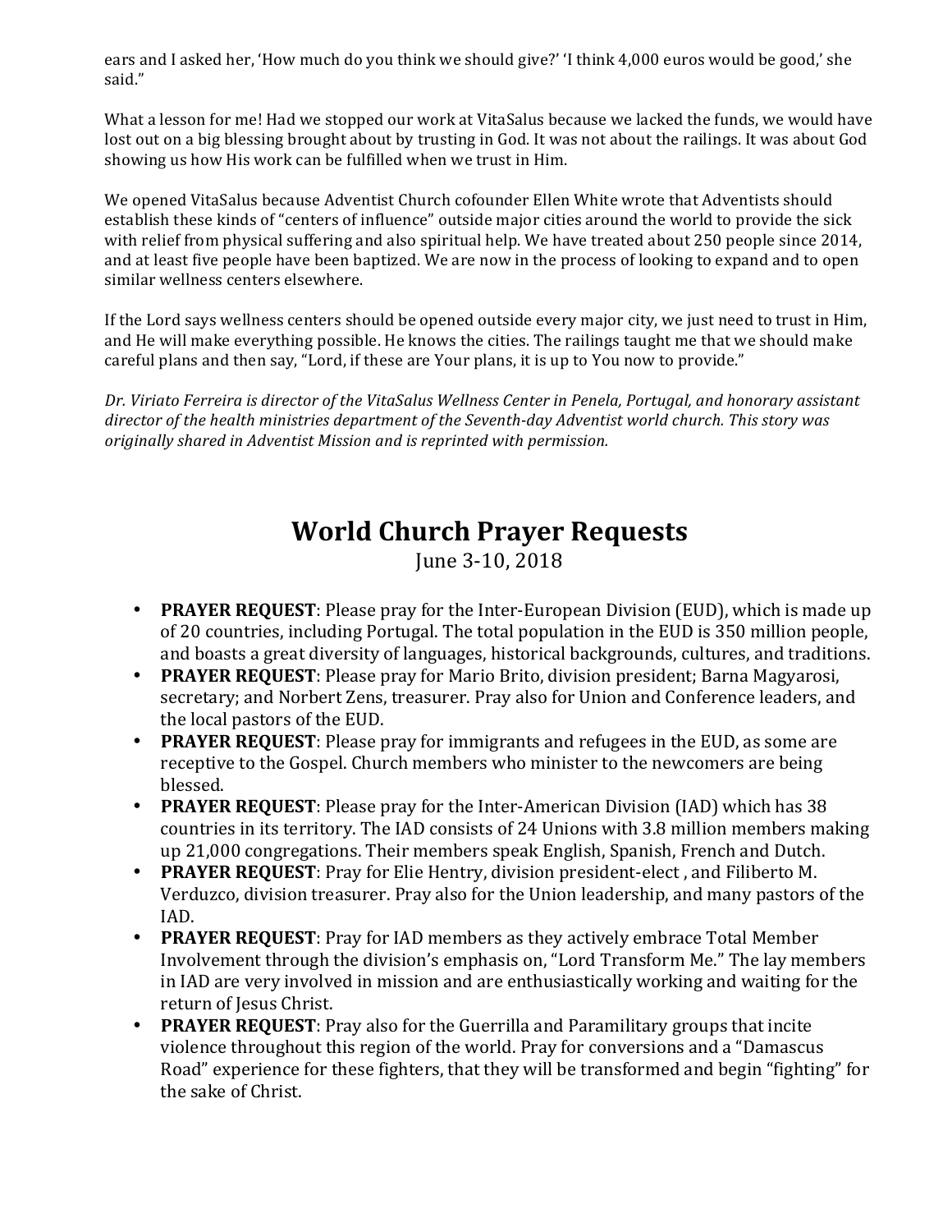ears and I asked her, 'How much do you think we should give?' 'I think 4,000 euros would be good,' she said."

What a lesson for me! Had we stopped our work at VitaSalus because we lacked the funds, we would have lost out on a big blessing brought about by trusting in God. It was not about the railings. It was about God showing us how His work can be fulfilled when we trust in Him.

We opened VitaSalus because Adventist Church cofounder Ellen White wrote that Adventists should establish these kinds of "centers of influence" outside major cities around the world to provide the sick with relief from physical suffering and also spiritual help. We have treated about 250 people since 2014, and at least five people have been baptized. We are now in the process of looking to expand and to open similar wellness centers elsewhere.

If the Lord says wellness centers should be opened outside every major city, we just need to trust in Him, and He will make everything possible. He knows the cities. The railings taught me that we should make careful plans and then say, "Lord, if these are Your plans, it is up to You now to provide."

*Dr. Viriato Ferreira is director of the VitaSalus Wellness Center in Penela, Portugal, and honorary assistant director of the health ministries department of the Seventh-day Adventist world church. This story was originally shared in Adventist Mission and is reprinted with permission.*

# World Church Prayer Requests

June 3-10, 2018

- **PRAYER REQUEST**: Please pray for the Inter-European Division (EUD), which is made up of 20 countries, including Portugal. The total population in the EUD is 350 million people, and boasts a great diversity of languages, historical backgrounds, cultures, and traditions.
- **PRAYER REQUEST**: Please pray for Mario Brito, division president; Barna Magyarosi, secretary; and Norbert Zens, treasurer. Pray also for Union and Conference leaders, and the local pastors of the EUD.
- **PRAYER REQUEST**: Please pray for immigrants and refugees in the EUD, as some are receptive to the Gospel. Church members who minister to the newcomers are being blessed.
- **PRAYER REQUEST**: Please pray for the Inter-American Division (IAD) which has 38 countries in its territory. The IAD consists of 24 Unions with 3.8 million members making up 21,000 congregations. Their members speak English, Spanish, French and Dutch.
- **PRAYER REQUEST**: Pray for Elie Hentry, division president-elect , and Filiberto M. Verduzco, division treasurer. Pray also for the Union leadership, and many pastors of the IAD.
- **PRAYER REQUEST**: Pray for IAD members as they actively embrace Total Member Involvement through the division's emphasis on, "Lord Transform Me." The lay members in IAD are very involved in mission and are enthusiastically working and waiting for the return of Jesus Christ.
- **PRAYER REQUEST**: Pray also for the Guerrilla and Paramilitary groups that incite violence throughout this region of the world. Pray for conversions and a "Damascus Road" experience for these fighters, that they will be transformed and begin "fighting" for the sake of Christ.